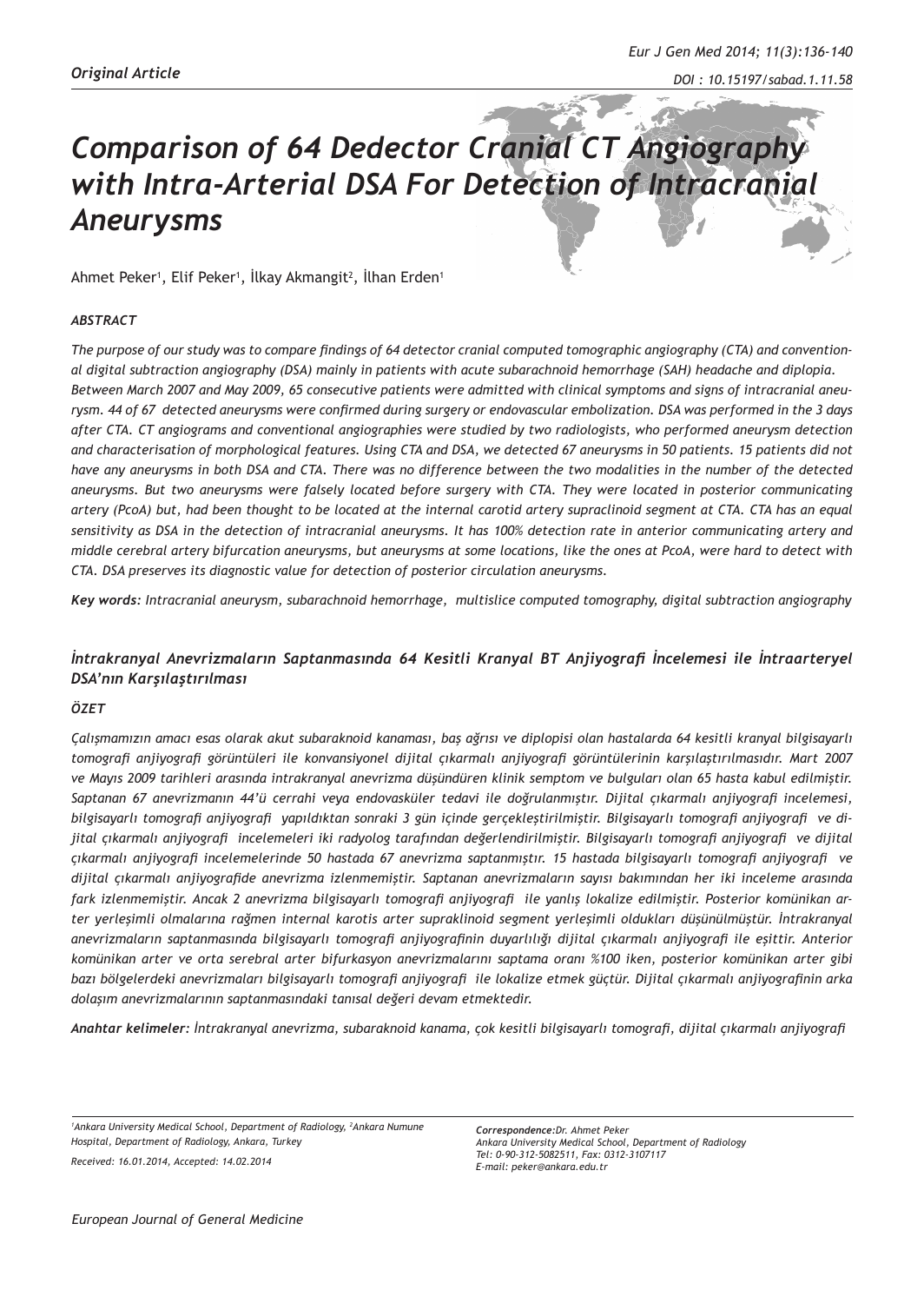*Original Article*

# *Comparison of 64 Dedector Cranial CT Angiography with Intra-Arterial DSA For Detection of Intracranial Aneurysms*

Ahmet Peker[1], Elif Peker[1], İlkay Akmangit[2], İlhan Erden[1]

### *ABSTRACT*

*The purpose of our study was to compare findings of 64 detector cranial computed tomographic angiography (CTA) and conventional digital subtraction angiography (DSA) mainly in patients with acute subarachnoid hemorrhage (SAH) headache and diplopia. Between March 2007 and May 2009, 65 consecutive patients were admitted with clinical symptoms and signs of intracranial aneurysm. 44 of 67 detected aneurysms were confirmed during surgery or endovascular embolization. DSA was performed in the 3 days after CTA. CT angiograms and conventional angiographies were studied by two radiologists, who performed aneurysm detection and characterisation of morphological features. Using CTA and DSA, we detected 67 aneurysms in 50 patients. 15 patients did not have any aneurysms in both DSA and CTA. There was no difference between the two modalities in the number of the detected aneurysms. But two aneurysms were falsely located before surgery with CTA. They were located in posterior communicating artery (PcoA) but, had been thought to be located at the internal carotid artery supraclinoid segment at CTA. CTA has an equal sensitivity as DSA in the detection of intracranial aneurysms. It has 100% detection rate in anterior communicating artery and middle cerebral artery bifurcation aneurysms, but aneurysms at some locations, like the ones at PcoA, were hard to detect with CTA. DSA preserves its diagnostic value for detection of posterior circulation aneurysms.*

***Key words:*** *Intracranial aneurysm, subarachnoid hemorrhage, multislice computed tomography, digital subtraction angiography*

## *İntrakranyal Anevrizmaların Saptanmasında 64 Kesitli Kranyal BT Anjiyografi İncelemesi ile İntraarteryel DSA'nın Karşılaştırılması*

### *ÖZET*

*Çalışmamızın amacı esas olarak akut subaraknoid kanaması, baş ağrısı ve diplopisi olan hastalarda 64 kesitli kranyal bilgisayarlı tomografi anjiyografi görüntüleri ile konvansiyonel dijital çıkarmalı anjiyografi görüntülerinin karşılaştırılmasıdır. Mart 2007 ve Mayıs 2009 tarihleri arasında intrakranyal anevrizma düşündüren klinik semptom ve bulguları olan 65 hasta kabul edilmiştir. Saptanan 67 anevrizmanın 44'ü cerrahi veya endovasküler tedavi ile doğrulanmıştır. Dijital çıkarmalı anjiyografi incelemesi, bilgisayarlı tomografi anjiyografi yapıldıktan sonraki 3 gün içinde gerçekleştirilmiştir. Bilgisayarlı tomografi anjiyografi ve dijital çıkarmalı anjiyografi incelemeleri iki radyolog tarafından değerlendirilmiştir. Bilgisayarlı tomografi anjiyografi ve dijital çıkarmalı anjiyografi incelemelerinde 50 hastada 67 anevrizma saptanmıştır. 15 hastada bilgisayarlı tomografi anjiyografi ve dijital çıkarmalı anjiyografide anevrizma izlenmemiştir. Saptanan anevrizmaların sayısı bakımından her iki inceleme arasında fark izlenmemiştir. Ancak 2 anevrizma bilgisayarlı tomografi anjiyografi ile yanlış lokalize edilmiştir. Posterior komünikan arter yerleşimli olmalarına rağmen internal karotis arter supraklinoid segment yerleşimli oldukları düşünülmüştür. İntrakranyal anevrizmaların saptanmasında bilgisayarlı tomografi anjiyografinin duyarlılığı dijital çıkarmalı anjiyografi ile eşittir. Anterior komünikan arter ve orta serebral arter bifurkasyon anevrizmalarını saptama oranı %100 iken, posterior komünikan arter gibi bazı bölgelerdeki anevrizmaları bilgisayarlı tomografi anjiyografi ile lokalize etmek güçtür. Dijital çıkarmalı anjiyografinin arka dolaşım anevrizmalarının saptanmasındaki tanısal değeri devam etmektedir.*

***Anahtar kelimeler:*** *İntrakranyal anevrizma, subaraknoid kanama, çok kesitli bilgisayarlı tomografi, dijital çıkarmalı anjiyografi*

---

*[1]Ankara University Medical School, Department of Radiology, [2]Ankara Numune Hospital, Department of Radiology, Ankara, Turkey*

*Received: 16.01.2014, Accepted: 14.02.2014*

***Correspondence:****Dr. Ahmet Peker*
*Ankara University Medical School, Department of Radiology*
*Tel: 0-90-312-5082511, Fax: 0312-3107117*
*E-mail: peker@ankara.edu.tr*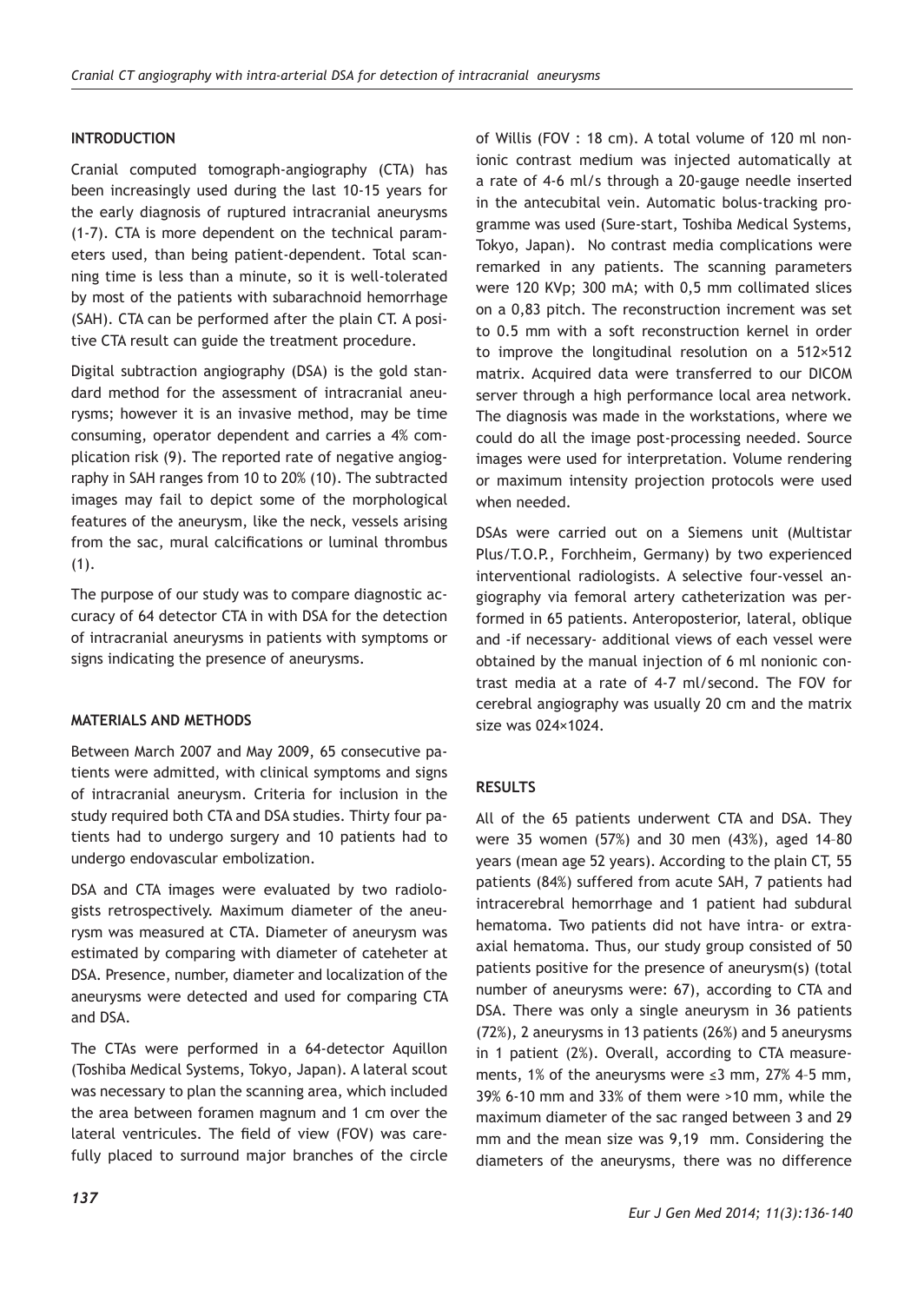## INTRODUCTION

Cranial computed tomograph-angiography (CTA) has been increasingly used during the last 10-15 years for the early diagnosis of ruptured intracranial aneurysms (1-7). CTA is more dependent on the technical parameters used, than being patient-dependent. Total scanning time is less than a minute, so it is well-tolerated by most of the patients with subarachnoid hemorrhage (SAH). CTA can be performed after the plain CT. A positive CTA result can guide the treatment procedure.

Digital subtraction angiography (DSA) is the gold standard method for the assessment of intracranial aneurysms; however it is an invasive method, may be time consuming, operator dependent and carries a 4% complication risk (9). The reported rate of negative angiography in SAH ranges from 10 to 20% (10). The subtracted images may fail to depict some of the morphological features of the aneurysm, like the neck, vessels arising from the sac, mural calcifications or luminal thrombus (1).

The purpose of our study was to compare diagnostic accuracy of 64 detector CTA in with DSA for the detection of intracranial aneurysms in patients with symptoms or signs indicating the presence of aneurysms.

## MATERIALS AND METHODS

Between March 2007 and May 2009, 65 consecutive patients were admitted, with clinical symptoms and signs of intracranial aneurysm. Criteria for inclusion in the study required both CTA and DSA studies. Thirty four patients had to undergo surgery and 10 patients had to undergo endovascular embolization.

DSA and CTA images were evaluated by two radiologists retrospectively. Maximum diameter of the aneurysm was measured at CTA. Diameter of aneurysm was estimated by comparing with diameter of cateheter at DSA. Presence, number, diameter and localization of the aneurysms were detected and used for comparing CTA and DSA.

The CTAs were performed in a 64-detector Aquillon (Toshiba Medical Systems, Tokyo, Japan). A lateral scout was necessary to plan the scanning area, which included the area between foramen magnum and 1 cm over the lateral ventricules. The field of view (FOV) was carefully placed to surround major branches of the circle of Willis (FOV : 18 cm). A total volume of 120 ml nonionic contrast medium was injected automatically at a rate of 4-6 ml/s through a 20-gauge needle inserted in the antecubital vein. Automatic bolus-tracking programme was used (Sure-start, Toshiba Medical Systems, Tokyo, Japan). No contrast media complications were remarked in any patients. The scanning parameters were 120 KVp; 300 mA; with 0,5 mm collimated slices on a 0,83 pitch. The reconstruction increment was set to 0.5 mm with a soft reconstruction kernel in order to improve the longitudinal resolution on a 512×512 matrix. Acquired data were transferred to our DICOM server through a high performance local area network. The diagnosis was made in the workstations, where we could do all the image post-processing needed. Source images were used for interpretation. Volume rendering or maximum intensity projection protocols were used when needed.

DSAs were carried out on a Siemens unit (Multistar Plus/T.O.P., Forchheim, Germany) by two experienced interventional radiologists. A selective four-vessel angiography via femoral artery catheterization was performed in 65 patients. Anteroposterior, lateral, oblique and -if necessary- additional views of each vessel were obtained by the manual injection of 6 ml nonionic contrast media at a rate of 4-7 ml/second. The FOV for cerebral angiography was usually 20 cm and the matrix size was 024×1024.

## RESULTS

All of the 65 patients underwent CTA and DSA. They were 35 women (57%) and 30 men (43%), aged 14–80 years (mean age 52 years). According to the plain CT, 55 patients (84%) suffered from acute SAH, 7 patients had intracerebral hemorrhage and 1 patient had subdural hematoma. Two patients did not have intra- or extra-axial hematoma. Thus, our study group consisted of 50 patients positive for the presence of aneurysm(s) (total number of aneurysms were: 67), according to CTA and DSA. There was only a single aneurysm in 36 patients (72%), 2 aneurysms in 13 patients (26%) and 5 aneurysms in 1 patient (2%). Overall, according to CTA measurements, 1% of the aneurysms were ≤3 mm, 27% 4–5 mm, 39% 6-10 mm and 33% of them were >10 mm, while the maximum diameter of the sac ranged between 3 and 29 mm and the mean size was 9,19 mm. Considering the diameters of the aneurysms, there was no difference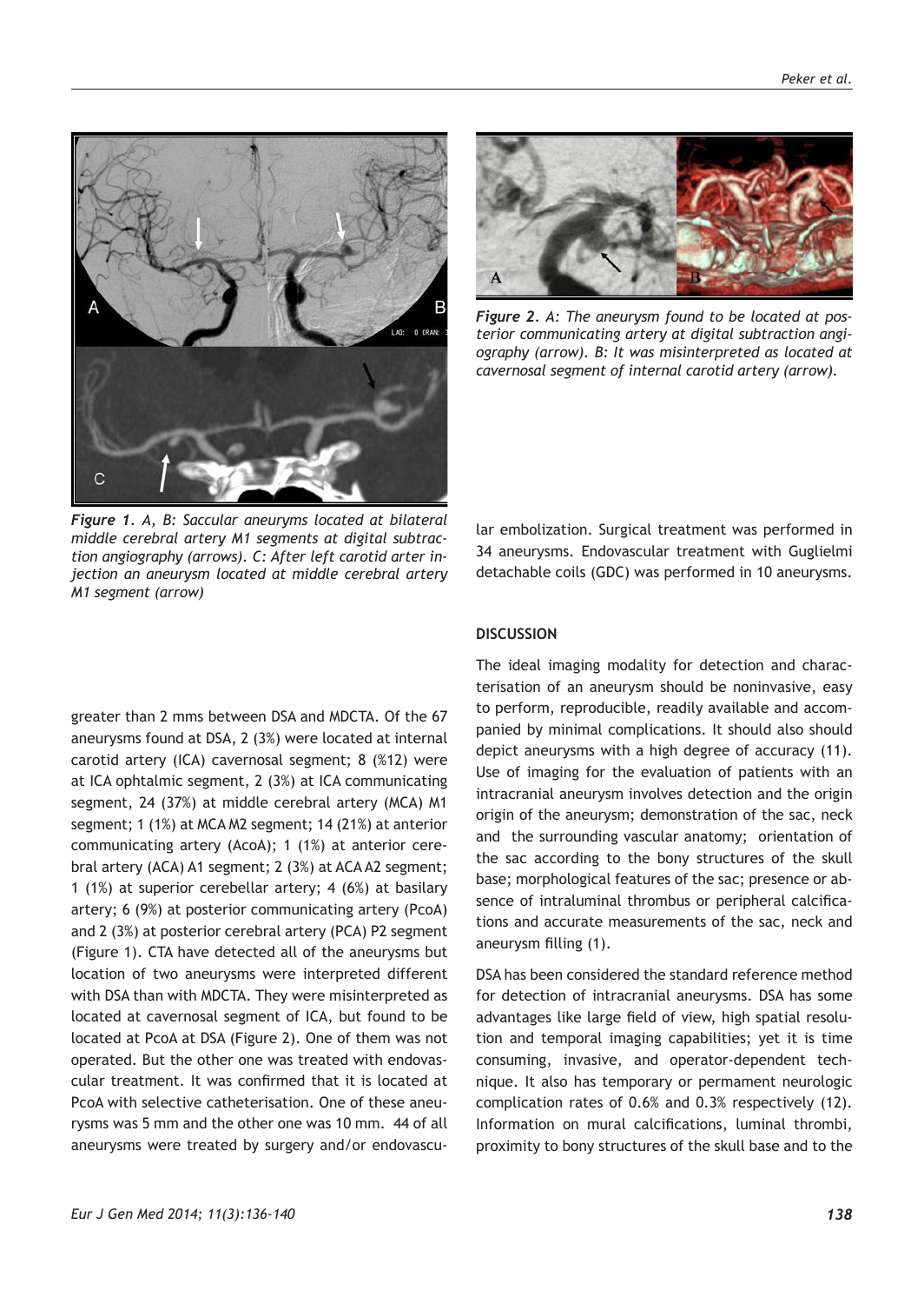*Figure 1. A, B: Saccular aneuryms located at bilateral middle cerebral artery M1 segments at digital subtraction angiography (arrows). C: After left carotid arter injection an aneurysm located at middle cerebral artery M1 segment (arrow)*

*Figure 2. A: The aneurysm found to be located at posterior communicating artery at digital subtraction angiography (arrow). B: It was misinterpreted as located at cavernosal segment of internal carotid artery (arrow).*

greater than 2 mms between DSA and MDCTA. Of the 67 aneurysms found at DSA, 2 (3%) were located at internal carotid artery (ICA) cavernosal segment; 8 (%12) were at ICA ophtalmic segment, 2 (3%) at ICA communicating segment, 24 (37%) at middle cerebral artery (MCA) M1 segment; 1 (1%) at MCA M2 segment; 14 (21%) at anterior communicating artery (AcoA); 1 (1%) at anterior cerebral artery (ACA) A1 segment; 2 (3%) at ACA A2 segment; 1 (1%) at superior cerebellar artery; 4 (6%) at basilary artery; 6 (9%) at posterior communicating artery (PcoA) and 2 (3%) at posterior cerebral artery (PCA) P2 segment (Figure 1). CTA have detected all of the aneurysms but location of two aneurysms were interpreted different with DSA than with MDCTA. They were misinterpreted as located at cavernosal segment of ICA, but found to be located at PcoA at DSA (Figure 2). One of them was not operated. But the other one was treated with endovascular treatment. It was confirmed that it is located at PcoA with selective catheterisation. One of these aneurysms was 5 mm and the other one was 10 mm. 44 of all aneurysms were treated by surgery and/or endovascular embolization. Surgical treatment was performed in 34 aneurysms. Endovascular treatment with Guglielmi detachable coils (GDC) was performed in 10 aneurysms.

## DISCUSSION

The ideal imaging modality for detection and characterisation of an aneurysm should be noninvasive, easy to perform, reproducible, readily available and accompanied by minimal complications. It should also should depict aneurysms with a high degree of accuracy (11). Use of imaging for the evaluation of patients with an intracranial aneurysm involves detection and the origin origin of the aneurysm; demonstration of the sac, neck and the surrounding vascular anatomy; orientation of the sac according to the bony structures of the skull base; morphological features of the sac; presence or absence of intraluminal thrombus or peripheral calcifications and accurate measurements of the sac, neck and aneurysm filling (1).

DSA has been considered the standard reference method for detection of intracranial aneurysms. DSA has some advantages like large field of view, high spatial resolution and temporal imaging capabilities; yet it is time consuming, invasive, and operator-dependent technique. It also has temporary or permament neurologic complication rates of 0.6% and 0.3% respectively (12). Information on mural calcifications, luminal thrombi, proximity to bony structures of the skull base and to the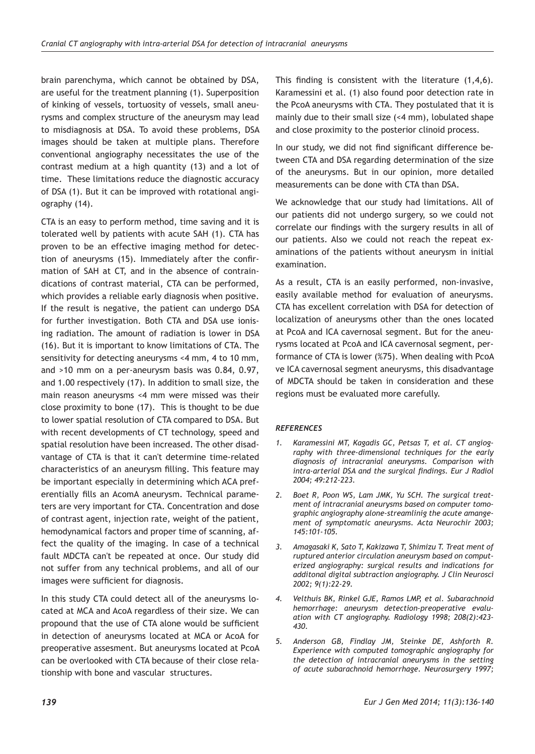brain parenchyma, which cannot be obtained by DSA, are useful for the treatment planning (1). Superposition of kinking of vessels, tortuosity of vessels, small aneurysms and complex structure of the aneurysm may lead to misdiagnosis at DSA. To avoid these problems, DSA images should be taken at multiple plans. Therefore conventional angiography necessitates the use of the contrast medium at a high quantity (13) and a lot of time. These limitations reduce the diagnostic accuracy of DSA (1). But it can be improved with rotational angiography (14).

CTA is an easy to perform method, time saving and it is tolerated well by patients with acute SAH (1). CTA has proven to be an effective imaging method for detection of aneurysms (15). Immediately after the confirmation of SAH at CT, and in the absence of contraindications of contrast material, CTA can be performed, which provides a reliable early diagnosis when positive. If the result is negative, the patient can undergo DSA for further investigation. Both CTA and DSA use ionising radiation. The amount of radiation is lower in DSA (16). But it is important to know limitations of CTA. The sensitivity for detecting aneurysms <4 mm, 4 to 10 mm, and >10 mm on a per-aneurysm basis was 0.84, 0.97, and 1.00 respectively (17). In addition to small size, the main reason aneurysms <4 mm were missed was their close proximity to bone (17). This is thought to be due to lower spatial resolution of CTA compared to DSA. But with recent developments of CT technology, speed and spatial resolution have been increased. The other disadvantage of CTA is that it can't determine time-related characteristics of an aneurysm filling. This feature may be important especially in determining which ACA preferentially fills an AcomA aneurysm. Technical parameters are very important for CTA. Concentration and dose of contrast agent, injection rate, weight of the patient, hemodynamical factors and proper time of scanning, affect the quality of the imaging. In case of a technical fault MDCTA can't be repeated at once. Our study did not suffer from any technical problems, and all of our images were sufficient for diagnosis.

In this study CTA could detect all of the aneurysms located at MCA and AcoA regardless of their size. We can propound that the use of CTA alone would be sufficient in detection of aneurysms located at MCA or AcoA for preoperative assesment. But aneurysms located at PcoA can be overlooked with CTA because of their close relationship with bone and vascular structures.

This finding is consistent with the literature (1,4,6). Karamessini et al. (1) also found poor detection rate in the PcoA aneurysms with CTA. They postulated that it is mainly due to their small size (<4 mm), lobulated shape and close proximity to the posterior clinoid process.

In our study, we did not find significant difference between CTA and DSA regarding determination of the size of the aneurysms. But in our opinion, more detailed measurements can be done with CTA than DSA.

We acknowledge that our study had limitations. All of our patients did not undergo surgery, so we could not correlate our findings with the surgery results in all of our patients. Also we could not reach the repeat examinations of the patients without aneurysm in initial examination.

As a result, CTA is an easily performed, non-invasive, easily available method for evaluation of aneurysms. CTA has excellent correlation with DSA for detection of localization of aneurysms other than the ones located at PcoA and ICA cavernosal segment. But for the aneurysms located at PcoA and ICA cavernosal segment, performance of CTA is lower (%75). When dealing with PcoA ve ICA cavernosal segment aneurysms, this disadvantage of MDCTA should be taken in consideration and these regions must be evaluated more carefully.

## REFERENCES

1. Karamessini MT, Kagadis GC, Petsas T, et al. CT angiography with three-dimensional techniques for the early diagnosis of intracranial aneurysms. Comparison with intra-arterial DSA and the surgical findings. Eur J Radiol 2004; 49:212-223.
2. Boet R, Poon WS, Lam JMK, Yu SCH. The surgical treatment of intracranial aneurysms based on computer tomographic angiography alone-streamlinig the acute amangement of symptomatic aneurysms. Acta Neurochir 2003; 145:101-105.
3. Amagasaki K, Sato T, Kakizawa T, Shimizu T. Treat ment of ruptured anterior circulation aneurysm based on computerized angiography: surgical results and indications for additonal digital subtraction angiography. J Clin Neurosci 2002; 9(1):22-29.
4. Velthuis BK, Rinkel GJE, Ramos LMP, et al. Subarachnoid hemorrhage: aneurysm detection-preoperative evaluation with CT angiography. Radiology 1998; 208(2):423-430.
5. Anderson GB, Findlay JM, Steinke DE, Ashforth R. Experience with computed tomographic angiography for the detection of intracranial aneurysms in the setting of acute subarachnoid hemorrhage. Neurosurgery 1997;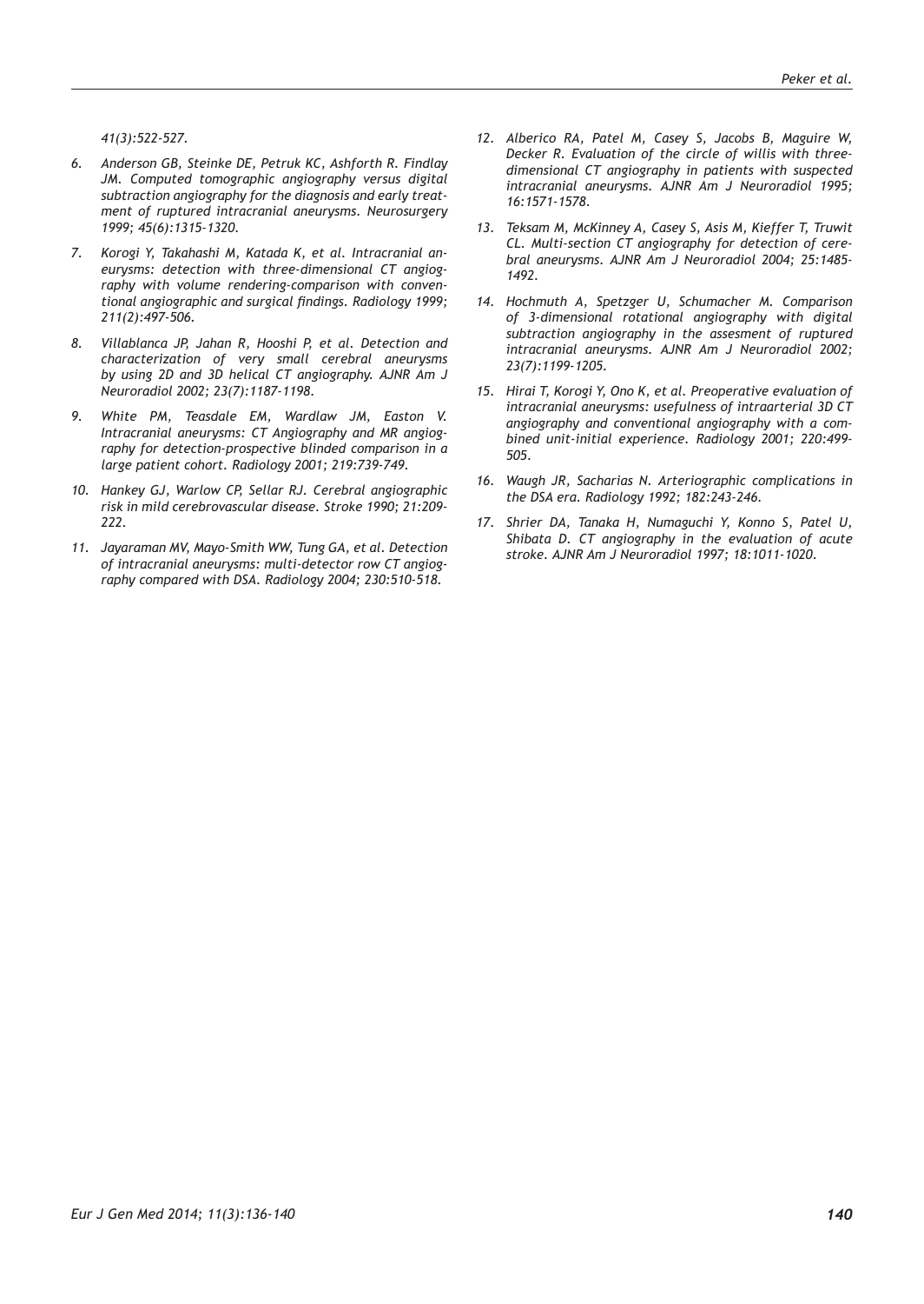41(3):522-527.

6. Anderson GB, Steinke DE, Petruk KC, Ashforth R. Findlay JM. Computed tomographic angiography versus digital subtraction angiography for the diagnosis and early treatment of ruptured intracranial aneurysms. Neurosurgery 1999; 45(6):1315-1320.

7. Korogi Y, Takahashi M, Katada K, et al. Intracranial aneurysms: detection with three-dimensional CT angiography with volume rendering-comparison with conventional angiographic and surgical findings. Radiology 1999; 211(2):497-506.

8. Villablanca JP, Jahan R, Hooshi P, et al. Detection and characterization of very small cerebral aneurysms by using 2D and 3D helical CT angiography. AJNR Am J Neuroradiol 2002; 23(7):1187-1198.

9. White PM, Teasdale EM, Wardlaw JM, Easton V. Intracranial aneurysms: CT Angiography and MR angiography for detection-prospective blinded comparison in a large patient cohort. Radiology 2001; 219:739-749.

10. Hankey GJ, Warlow CP, Sellar RJ. Cerebral angiographic risk in mild cerebrovascular disease. Stroke 1990; 21:209-222.

11. Jayaraman MV, Mayo-Smith WW, Tung GA, et al. Detection of intracranial aneurysms: multi-detector row CT angiography compared with DSA. Radiology 2004; 230:510-518.

12. Alberico RA, Patel M, Casey S, Jacobs B, Maguire W, Decker R. Evaluation of the circle of willis with three-dimensional CT angiography in patients with suspected intracranial aneurysms. AJNR Am J Neuroradiol 1995; 16:1571-1578.

13. Teksam M, McKinney A, Casey S, Asis M, Kieffer T, Truwit CL. Multi-section CT angiography for detection of cerebral aneurysms. AJNR Am J Neuroradiol 2004; 25:1485-1492.

14. Hochmuth A, Spetzger U, Schumacher M. Comparison of 3-dimensional rotational angiography with digital subtraction angiography in the assesment of ruptured intracranial aneurysms. AJNR Am J Neuroradiol 2002; 23(7):1199-1205.

15. Hirai T, Korogi Y, Ono K, et al. Preoperative evaluation of intracranial aneurysms: usefulness of intraarterial 3D CT angiography and conventional angiography with a combined unit-initial experience. Radiology 2001; 220:499-505.

16. Waugh JR, Sacharias N. Arteriographic complications in the DSA era. Radiology 1992; 182:243-246.

17. Shrier DA, Tanaka H, Numaguchi Y, Konno S, Patel U, Shibata D. CT angiography in the evaluation of acute stroke. AJNR Am J Neuroradiol 1997; 18:1011-1020.